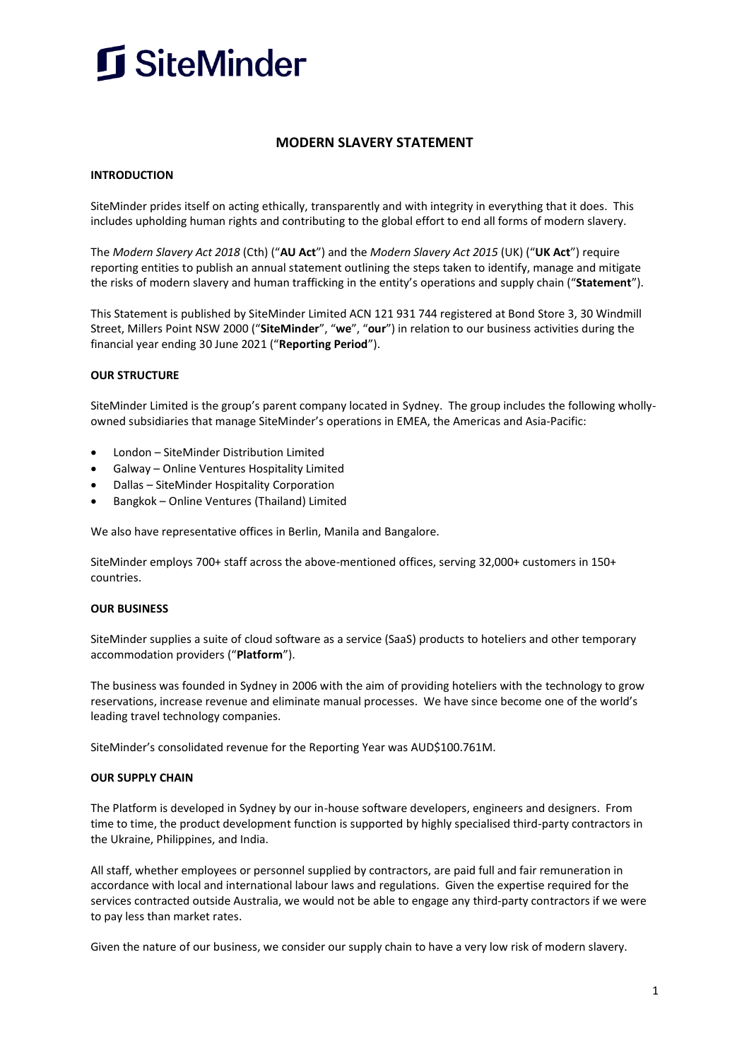# SiteMinder

## MODERN SLAVERY STATEMENT

### INTRODUCTION

SiteMinder prides itself on acting ethically, transparently and with integrity in everything that it does. This includes upholding human rights and contributing to the global effort to end all forms of modern slavery.

The *Modern Slavery Act 2018* (Cth) ("**AU Act**") and the *Modern Slavery Act 2015* (UK) ("**UK Act**") require reporting entities to publish an annual statement outlining the steps taken to identify, manage and mitigate the risks of modern slavery and human trafficking in the entity's operations and supply chain ("**Statement**").

This Statement is published by SiteMinder Limited ACN 121 931 744 registered at Bond Store 3, 30 Windmill Street, Millers Point NSW 2000 ("**SiteMinder**", "**we**", "**our**") in relation to our business activities during the financial year ending 30 June 2021 ("**Reporting Period**").

### OUR STRUCTURE

SiteMinder Limited is the group's parent company located in Sydney. The group includes the following wholly-owned subsidiaries that manage SiteMinder's operations in EMEA, the Americas and Asia-Pacific:

- London – SiteMinder Distribution Limited
- Galway – Online Ventures Hospitality Limited
- Dallas – SiteMinder Hospitality Corporation
- Bangkok – Online Ventures (Thailand) Limited

We also have representative offices in Berlin, Manila and Bangalore.

SiteMinder employs 700+ staff across the above-mentioned offices, serving 32,000+ customers in 150+ countries.

### OUR BUSINESS

SiteMinder supplies a suite of cloud software as a service (SaaS) products to hoteliers and other temporary accommodation providers ("**Platform**").

The business was founded in Sydney in 2006 with the aim of providing hoteliers with the technology to grow reservations, increase revenue and eliminate manual processes. We have since become one of the world's leading travel technology companies.

SiteMinder's consolidated revenue for the Reporting Year was AUD$100.761M.

### OUR SUPPLY CHAIN

The Platform is developed in Sydney by our in-house software developers, engineers and designers. From time to time, the product development function is supported by highly specialised third-party contractors in the Ukraine, Philippines, and India.

All staff, whether employees or personnel supplied by contractors, are paid full and fair remuneration in accordance with local and international labour laws and regulations. Given the expertise required for the services contracted outside Australia, we would not be able to engage any third-party contractors if we were to pay less than market rates.

Given the nature of our business, we consider our supply chain to have a very low risk of modern slavery.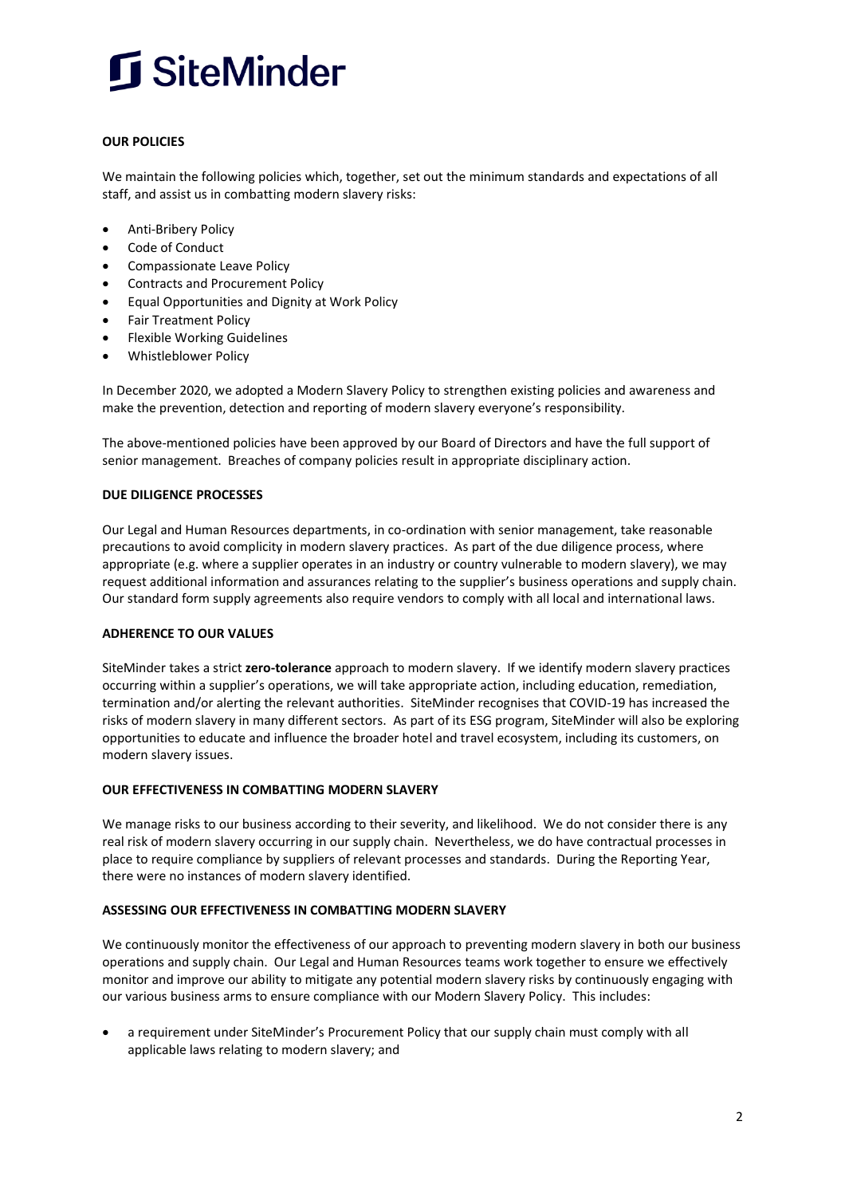# SiteMinder

**OUR POLICIES**

We maintain the following policies which, together, set out the minimum standards and expectations of all staff, and assist us in combatting modern slavery risks:

- Anti-Bribery Policy
- Code of Conduct
- Compassionate Leave Policy
- Contracts and Procurement Policy
- Equal Opportunities and Dignity at Work Policy
- Fair Treatment Policy
- Flexible Working Guidelines
- Whistleblower Policy

In December 2020, we adopted a Modern Slavery Policy to strengthen existing policies and awareness and make the prevention, detection and reporting of modern slavery everyone's responsibility.

The above-mentioned policies have been approved by our Board of Directors and have the full support of senior management. Breaches of company policies result in appropriate disciplinary action.

**DUE DILIGENCE PROCESSES**

Our Legal and Human Resources departments, in co-ordination with senior management, take reasonable precautions to avoid complicity in modern slavery practices. As part of the due diligence process, where appropriate (e.g. where a supplier operates in an industry or country vulnerable to modern slavery), we may request additional information and assurances relating to the supplier's business operations and supply chain. Our standard form supply agreements also require vendors to comply with all local and international laws.

**ADHERENCE TO OUR VALUES**

SiteMinder takes a strict **zero-tolerance** approach to modern slavery. If we identify modern slavery practices occurring within a supplier's operations, we will take appropriate action, including education, remediation, termination and/or alerting the relevant authorities. SiteMinder recognises that COVID-19 has increased the risks of modern slavery in many different sectors. As part of its ESG program, SiteMinder will also be exploring opportunities to educate and influence the broader hotel and travel ecosystem, including its customers, on modern slavery issues.

**OUR EFFECTIVENESS IN COMBATTING MODERN SLAVERY**

We manage risks to our business according to their severity, and likelihood. We do not consider there is any real risk of modern slavery occurring in our supply chain. Nevertheless, we do have contractual processes in place to require compliance by suppliers of relevant processes and standards. During the Reporting Year, there were no instances of modern slavery identified.

**ASSESSING OUR EFFECTIVENESS IN COMBATTING MODERN SLAVERY**

We continuously monitor the effectiveness of our approach to preventing modern slavery in both our business operations and supply chain. Our Legal and Human Resources teams work together to ensure we effectively monitor and improve our ability to mitigate any potential modern slavery risks by continuously engaging with our various business arms to ensure compliance with our Modern Slavery Policy. This includes:

- a requirement under SiteMinder's Procurement Policy that our supply chain must comply with all applicable laws relating to modern slavery; and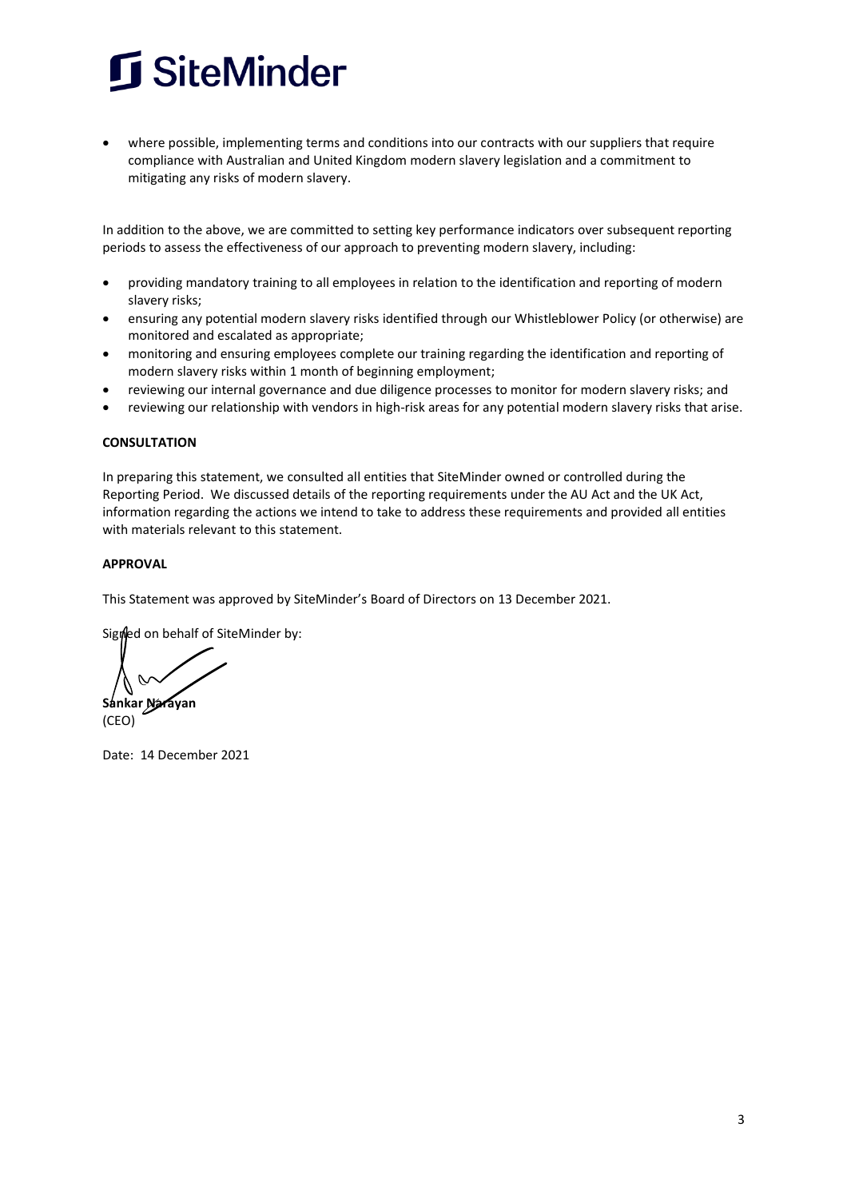- where possible, implementing terms and conditions into our contracts with our suppliers that require compliance with Australian and United Kingdom modern slavery legislation and a commitment to mitigating any risks of modern slavery.

In addition to the above, we are committed to setting key performance indicators over subsequent reporting periods to assess the effectiveness of our approach to preventing modern slavery, including:

- providing mandatory training to all employees in relation to the identification and reporting of modern slavery risks;
- ensuring any potential modern slavery risks identified through our Whistleblower Policy (or otherwise) are monitored and escalated as appropriate;
- monitoring and ensuring employees complete our training regarding the identification and reporting of modern slavery risks within 1 month of beginning employment;
- reviewing our internal governance and due diligence processes to monitor for modern slavery risks; and
- reviewing our relationship with vendors in high-risk areas for any potential modern slavery risks that arise.

**CONSULTATION**

In preparing this statement, we consulted all entities that SiteMinder owned or controlled during the Reporting Period. We discussed details of the reporting requirements under the AU Act and the UK Act, information regarding the actions we intend to take to address these requirements and provided all entities with materials relevant to this statement.

**APPROVAL**

This Statement was approved by SiteMinder's Board of Directors on 13 December 2021.

Signed on behalf of SiteMinder by:

**Sankar Narayan**
(CEO)

Date: 14 December 2021